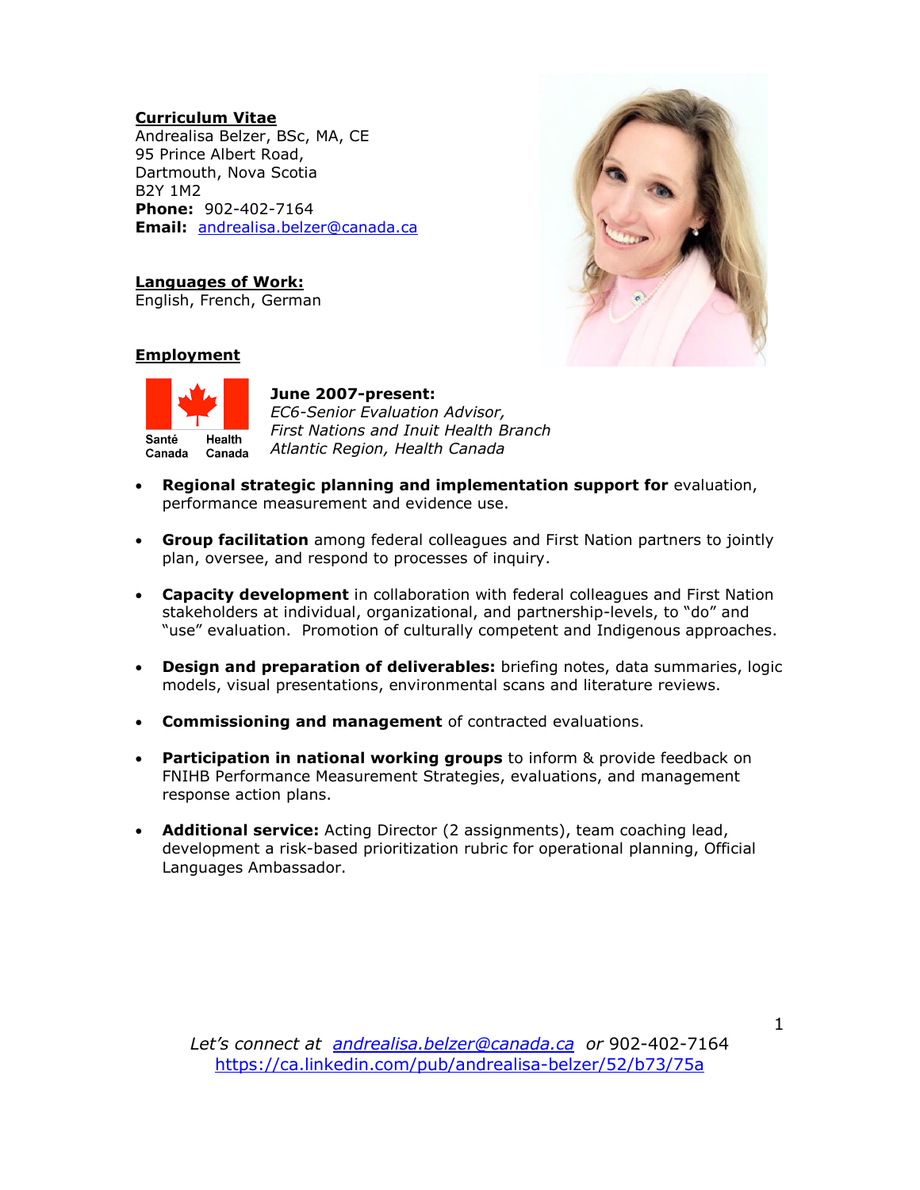## Curriculum Vitae

Andrealisa Belzer, BSc, MA, CE
95 Prince Albert Road,
Dartmouth, Nova Scotia
B2Y 1M2
**Phone:** 902-402-7164
**Email:** andrealisa.belzer@canada.ca

### Languages of Work:

English, French, German

### Employment

Santé Canada Health Canada

**June 2007-present:**
*EC6-Senior Evaluation Advisor,*
*First Nations and Inuit Health Branch*
*Atlantic Region, Health Canada*

- **Regional strategic planning and implementation support for** evaluation, performance measurement and evidence use.
- **Group facilitation** among federal colleagues and First Nation partners to jointly plan, oversee, and respond to processes of inquiry.
- **Capacity development** in collaboration with federal colleagues and First Nation stakeholders at individual, organizational, and partnership-levels, to "do" and "use" evaluation. Promotion of culturally competent and Indigenous approaches.
- **Design and preparation of deliverables:** briefing notes, data summaries, logic models, visual presentations, environmental scans and literature reviews.
- **Commissioning and management** of contracted evaluations.
- **Participation in national working groups** to inform & provide feedback on FNIHB Performance Measurement Strategies, evaluations, and management response action plans.
- **Additional service:** Acting Director (2 assignments), team coaching lead, development a risk-based prioritization rubric for operational planning, Official Languages Ambassador.

*Let's connect at andrealisa.belzer@canada.ca or* 902-402-7164
https://ca.linkedin.com/pub/andrealisa-belzer/52/b73/75a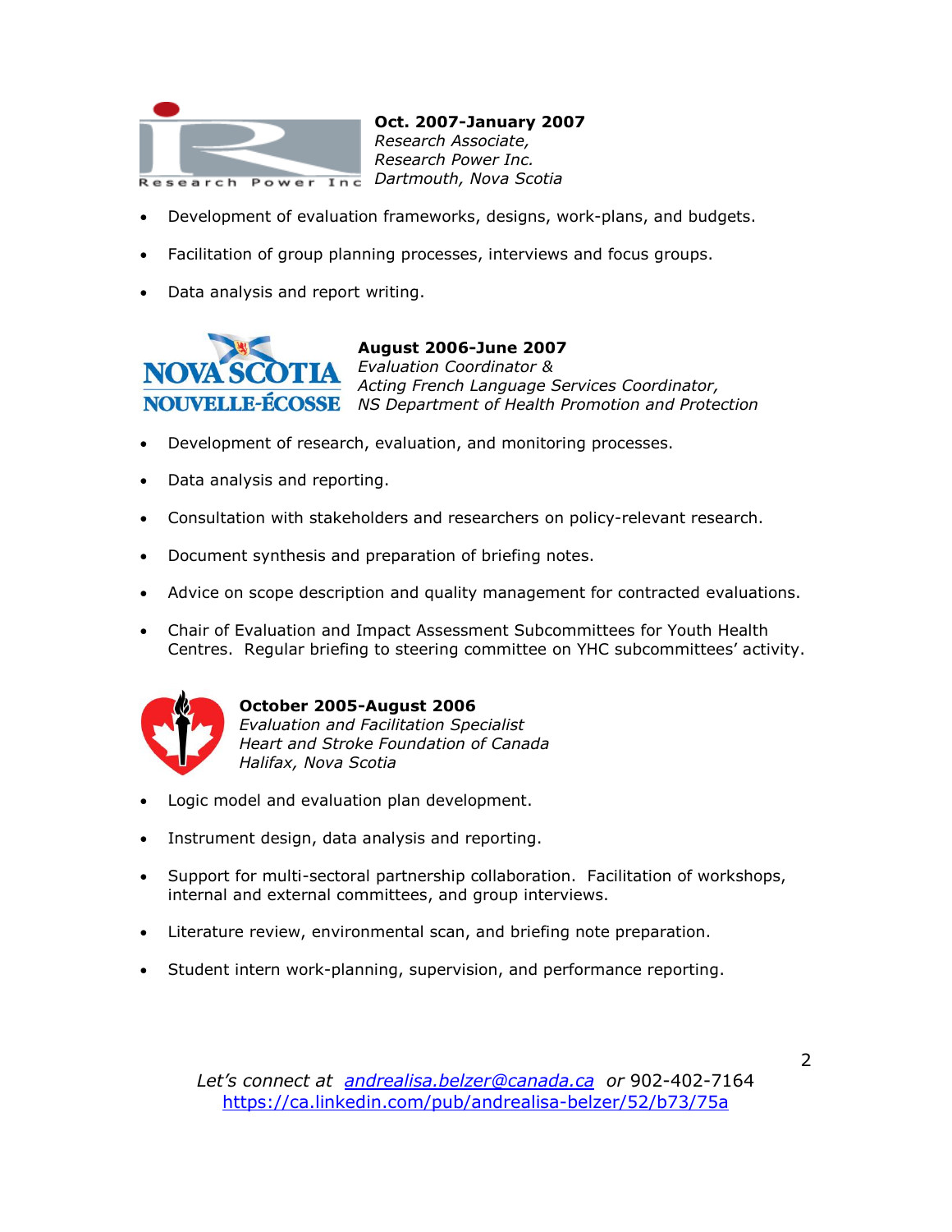**Oct. 2007-January 2007**
*Research Associate,*
*Research Power Inc.*
*Dartmouth, Nova Scotia*

- Development of evaluation frameworks, designs, work-plans, and budgets.
- Facilitation of group planning processes, interviews and focus groups.
- Data analysis and report writing.

**August 2006-June 2007**
*Evaluation Coordinator &*
*Acting French Language Services Coordinator,*
*NS Department of Health Promotion and Protection*

- Development of research, evaluation, and monitoring processes.
- Data analysis and reporting.
- Consultation with stakeholders and researchers on policy-relevant research.
- Document synthesis and preparation of briefing notes.
- Advice on scope description and quality management for contracted evaluations.
- Chair of Evaluation and Impact Assessment Subcommittees for Youth Health Centres. Regular briefing to steering committee on YHC subcommittees' activity.

**October 2005-August 2006**
*Evaluation and Facilitation Specialist*
*Heart and Stroke Foundation of Canada*
*Halifax, Nova Scotia*

- Logic model and evaluation plan development.
- Instrument design, data analysis and reporting.
- Support for multi-sectoral partnership collaboration. Facilitation of workshops, internal and external committees, and group interviews.
- Literature review, environmental scan, and briefing note preparation.
- Student intern work-planning, supervision, and performance reporting.

*Let's connect at* [andrealisa.belzer@canada.ca](mailto:andrealisa.belzer@canada.ca) *or* 902-402-7164
https://ca.linkedin.com/pub/andrealisa-belzer/52/b73/75a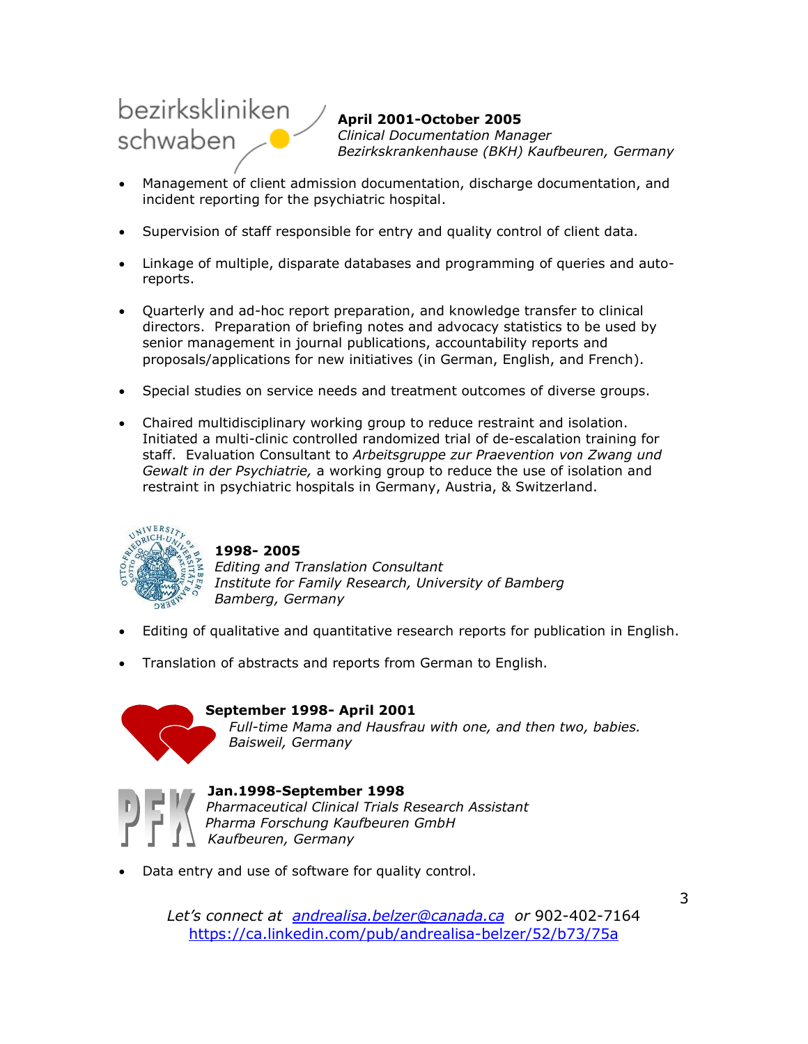**April 2001-October 2005**
*Clinical Documentation Manager*
*Bezirkskrankenhause (BKH) Kaufbeuren, Germany*

- Management of client admission documentation, discharge documentation, and incident reporting for the psychiatric hospital.
- Supervision of staff responsible for entry and quality control of client data.
- Linkage of multiple, disparate databases and programming of queries and auto-reports.
- Quarterly and ad-hoc report preparation, and knowledge transfer to clinical directors. Preparation of briefing notes and advocacy statistics to be used by senior management in journal publications, accountability reports and proposals/applications for new initiatives (in German, English, and French).
- Special studies on service needs and treatment outcomes of diverse groups.
- Chaired multidisciplinary working group to reduce restraint and isolation. Initiated a multi-clinic controlled randomized trial of de-escalation training for staff. Evaluation Consultant to *Arbeitsgruppe zur Praevention von Zwang und Gewalt in der Psychiatrie,* a working group to reduce the use of isolation and restraint in psychiatric hospitals in Germany, Austria, & Switzerland.

**1998- 2005**
*Editing and Translation Consultant*
*Institute for Family Research, University of Bamberg*
*Bamberg, Germany*

- Editing of qualitative and quantitative research reports for publication in English.
- Translation of abstracts and reports from German to English.

**September 1998- April 2001**
*Full-time Mama and Hausfrau with one, and then two, babies.*
*Baisweil, Germany*

**Jan.1998-September 1998**
*Pharmaceutical Clinical Trials Research Assistant*
*Pharma Forschung Kaufbeuren GmbH*
*Kaufbeuren, Germany*

- Data entry and use of software for quality control.

*Let's connect at* [andrealisa.belzer@canada.ca](mailto:andrealisa.belzer@canada.ca) *or* 902-402-7164
https://ca.linkedin.com/pub/andrealisa-belzer/52/b73/75a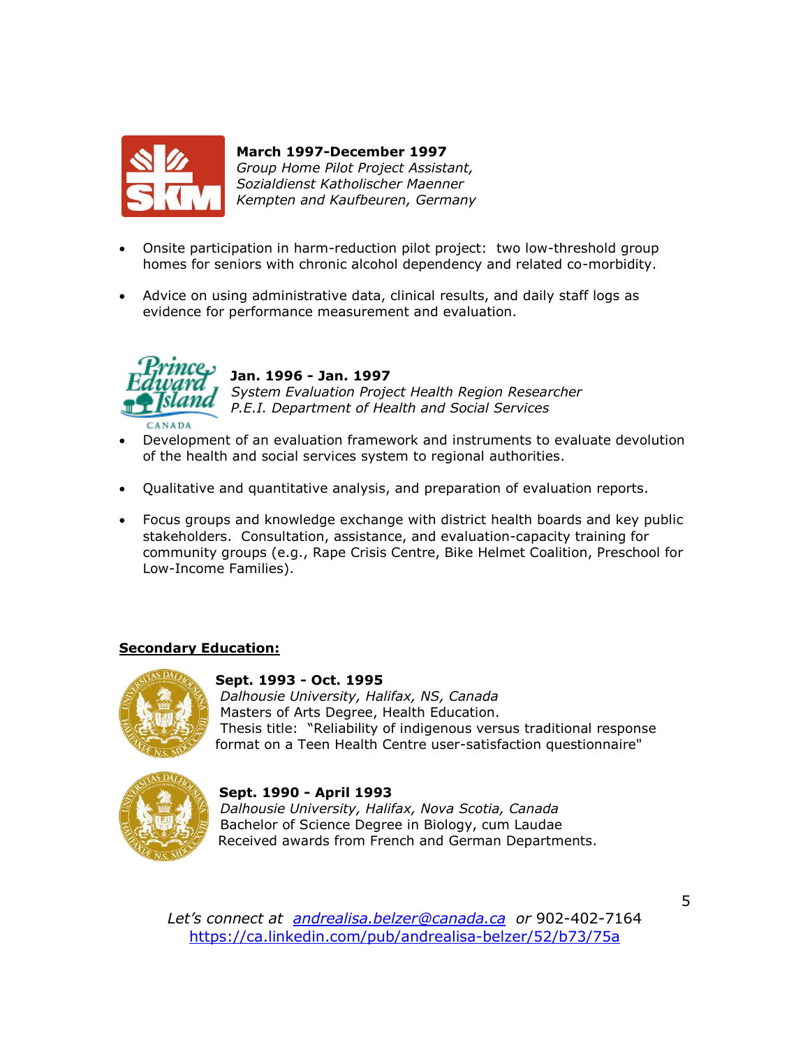**March 1997-December 1997**
*Group Home Pilot Project Assistant,*
*Sozialdienst Katholischer Maenner*
*Kempten and Kaufbeuren, Germany*

- Onsite participation in harm-reduction pilot project: two low-threshold group homes for seniors with chronic alcohol dependency and related co-morbidity.
- Advice on using administrative data, clinical results, and daily staff logs as evidence for performance measurement and evaluation.

**Jan. 1996 - Jan. 1997**
*System Evaluation Project Health Region Researcher*
*P.E.I. Department of Health and Social Services*

- Development of an evaluation framework and instruments to evaluate devolution of the health and social services system to regional authorities.
- Qualitative and quantitative analysis, and preparation of evaluation reports.
- Focus groups and knowledge exchange with district health boards and key public stakeholders. Consultation, assistance, and evaluation-capacity training for community groups (e.g., Rape Crisis Centre, Bike Helmet Coalition, Preschool for Low-Income Families).

## Secondary Education:

**Sept. 1993 - Oct. 1995**
*Dalhousie University, Halifax, NS, Canada*
Masters of Arts Degree, Health Education.
Thesis title: "Reliability of indigenous versus traditional response format on a Teen Health Centre user-satisfaction questionnaire"

**Sept. 1990 - April 1993**
*Dalhousie University, Halifax, Nova Scotia, Canada*
Bachelor of Science Degree in Biology, cum Laudae
Received awards from French and German Departments.

*Let's connect at [andrealisa.belzer@canada.ca](mailto:andrealisa.belzer@canada.ca) or* 902-402-7164
[https://ca.linkedin.com/pub/andrealisa-belzer/52/b73/75a](https://ca.linkedin.com/pub/andrealisa-belzer/52/b73/75a)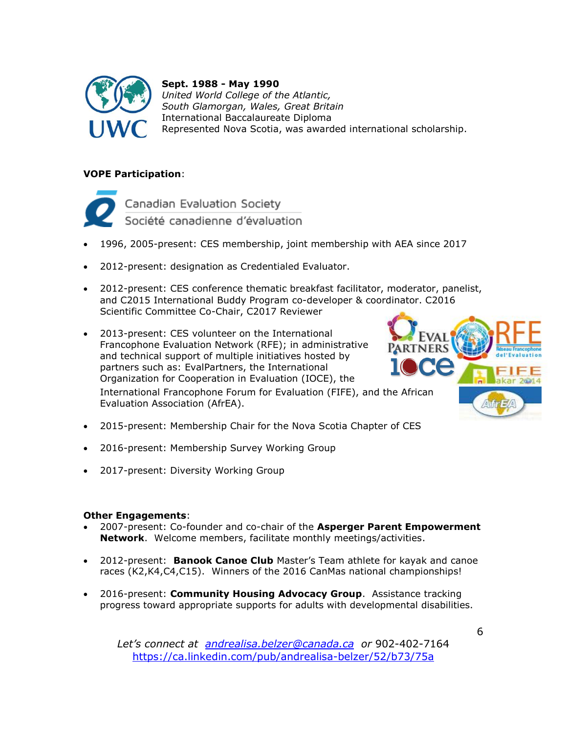**Sept. 1988 - May 1990**
*United World College of the Atlantic,*
*South Glamorgan, Wales, Great Britain*
International Baccalaureate Diploma
Represented Nova Scotia, was awarded international scholarship.

**VOPE Participation**:

Canadian Evaluation Society
Société canadienne d'évaluation

- 1996, 2005-present: CES membership, joint membership with AEA since 2017
- 2012-present: designation as Credentialed Evaluator.
- 2012-present: CES conference thematic breakfast facilitator, moderator, panelist, and C2015 International Buddy Program co-developer & coordinator. C2016 Scientific Committee Co-Chair, C2017 Reviewer
- 2013-present: CES volunteer on the International Francophone Evaluation Network (RFE); in administrative and technical support of multiple initiatives hosted by partners such as: EvalPartners, the International Organization for Cooperation in Evaluation (IOCE), the International Francophone Forum for Evaluation (FIFE), and the African Evaluation Association (AfrEA).
- 2015-present: Membership Chair for the Nova Scotia Chapter of CES
- 2016-present: Membership Survey Working Group
- 2017-present: Diversity Working Group

**Other Engagements**:

- 2007-present: Co-founder and co-chair of the **Asperger Parent Empowerment Network**. Welcome members, facilitate monthly meetings/activities.
- 2012-present: **Banook Canoe Club** Master's Team athlete for kayak and canoe races (K2,K4,C4,C15). Winners of the 2016 CanMas national championships!
- 2016-present: **Community Housing Advocacy Group**. Assistance tracking progress toward appropriate supports for adults with developmental disabilities.

*Let's connect at [andrealisa.belzer@canada.ca](mailto:andrealisa.belzer@canada.ca) or* 902-402-7164
[https://ca.linkedin.com/pub/andrealisa-belzer/52/b73/75a](https://ca.linkedin.com/pub/andrealisa-belzer/52/b73/75a)